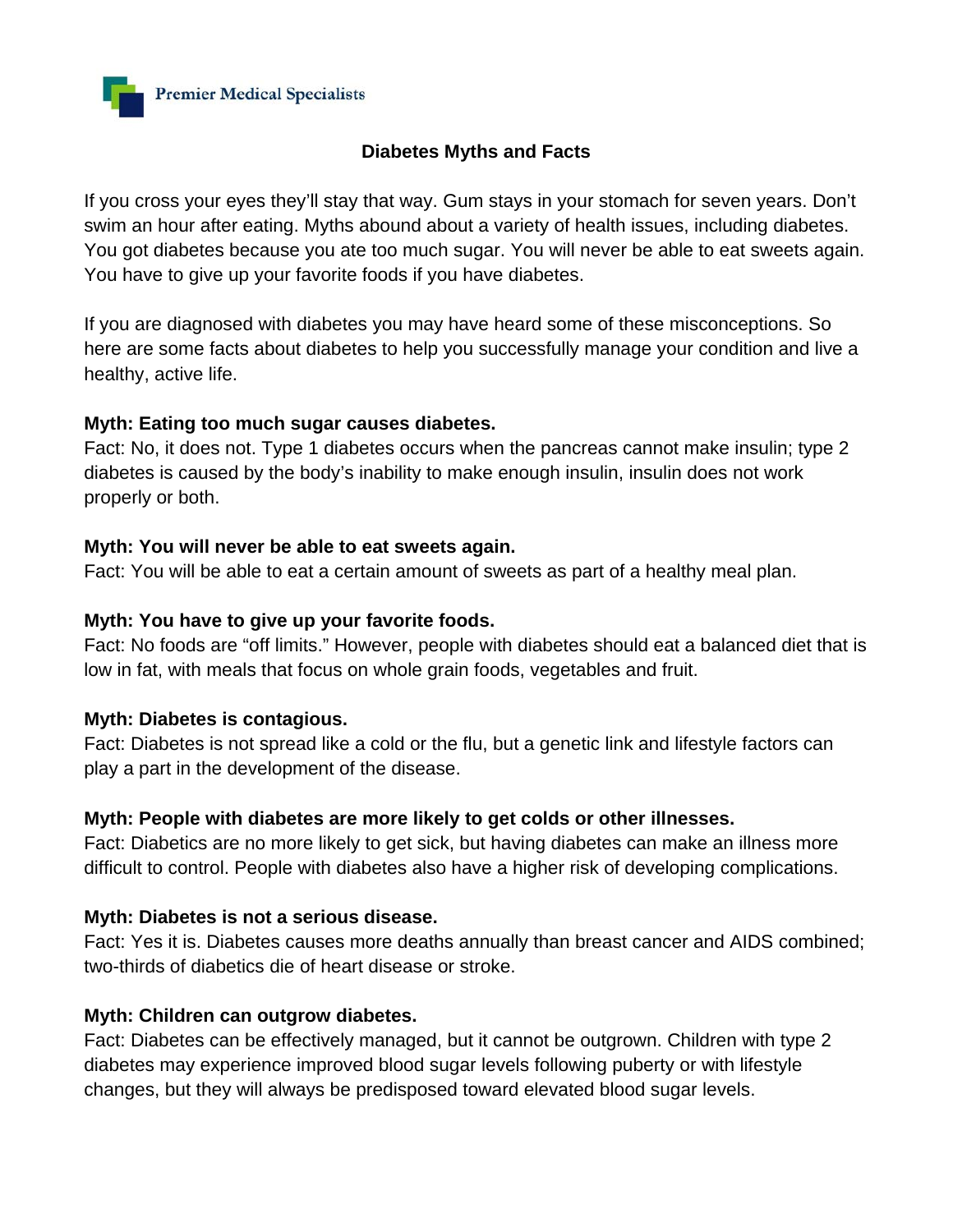Premier Medical Specialists

# Diabetes Myths and Facts

If you cross your eyes they'll stay that way. Gum stays in your stomach for seven years. Don't swim an hour after eating. Myths abound about a variety of health issues, including diabetes. You got diabetes because you ate too much sugar. You will never be able to eat sweets again. You have to give up your favorite foods if you have diabetes.

If you are diagnosed with diabetes you may have heard some of these misconceptions. So here are some facts about diabetes to help you successfully manage your condition and live a healthy, active life.

**Myth: Eating too much sugar causes diabetes.**
Fact: No, it does not. Type 1 diabetes occurs when the pancreas cannot make insulin; type 2 diabetes is caused by the body's inability to make enough insulin, insulin does not work properly or both.

**Myth: You will never be able to eat sweets again.**
Fact: You will be able to eat a certain amount of sweets as part of a healthy meal plan.

**Myth: You have to give up your favorite foods.**
Fact: No foods are "off limits." However, people with diabetes should eat a balanced diet that is low in fat, with meals that focus on whole grain foods, vegetables and fruit.

**Myth: Diabetes is contagious.**
Fact: Diabetes is not spread like a cold or the flu, but a genetic link and lifestyle factors can play a part in the development of the disease.

**Myth: People with diabetes are more likely to get colds or other illnesses.**
Fact: Diabetics are no more likely to get sick, but having diabetes can make an illness more difficult to control. People with diabetes also have a higher risk of developing complications.

**Myth: Diabetes is not a serious disease.**
Fact: Yes it is. Diabetes causes more deaths annually than breast cancer and AIDS combined; two-thirds of diabetics die of heart disease or stroke.

**Myth: Children can outgrow diabetes.**
Fact: Diabetes can be effectively managed, but it cannot be outgrown. Children with type 2 diabetes may experience improved blood sugar levels following puberty or with lifestyle changes, but they will always be predisposed toward elevated blood sugar levels.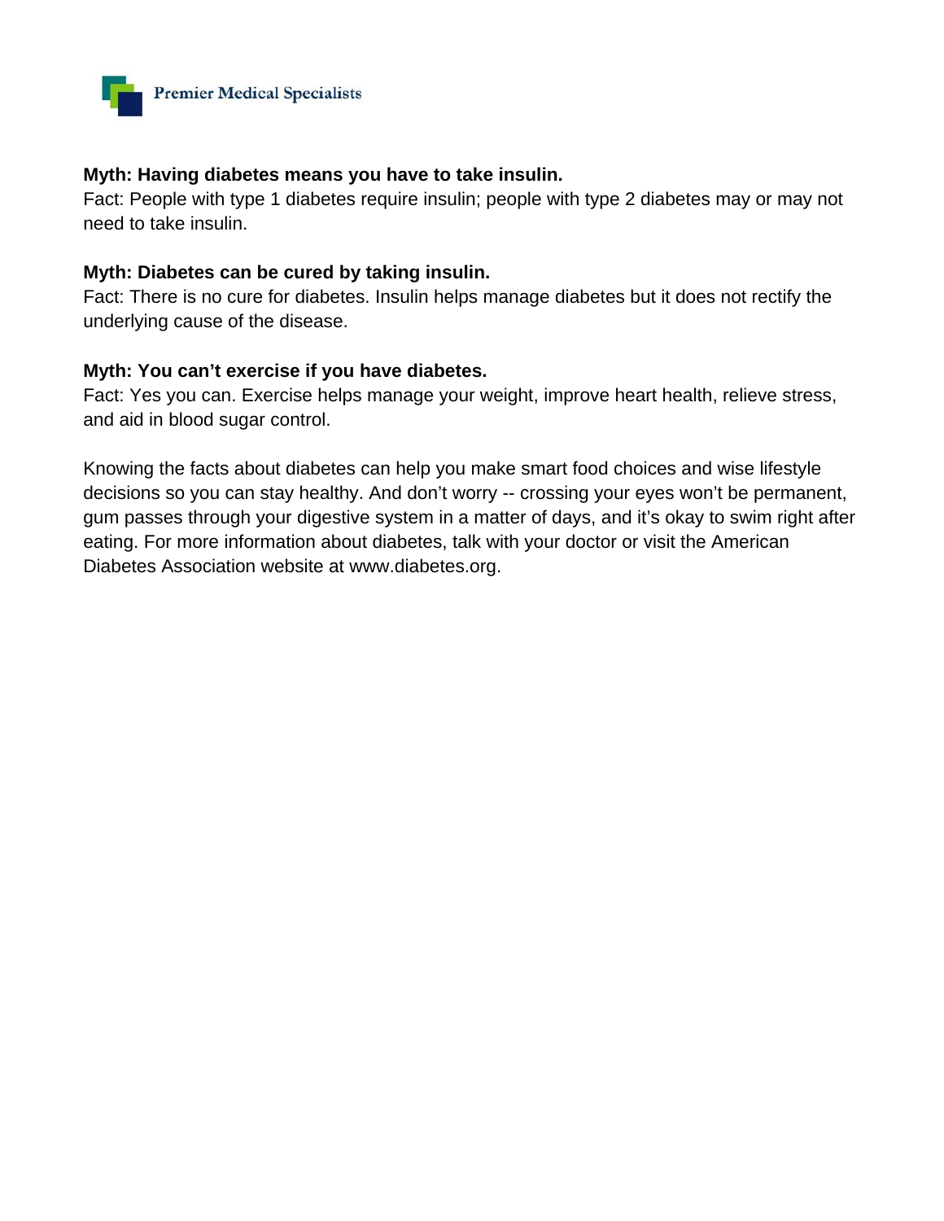Premier Medical Specialists

**Myth: Having diabetes means you have to take insulin.**
Fact: People with type 1 diabetes require insulin; people with type 2 diabetes may or may not need to take insulin.

**Myth: Diabetes can be cured by taking insulin.**
Fact: There is no cure for diabetes. Insulin helps manage diabetes but it does not rectify the underlying cause of the disease.

**Myth: You can't exercise if you have diabetes.**
Fact: Yes you can. Exercise helps manage your weight, improve heart health, relieve stress, and aid in blood sugar control.

Knowing the facts about diabetes can help you make smart food choices and wise lifestyle decisions so you can stay healthy. And don't worry -- crossing your eyes won't be permanent, gum passes through your digestive system in a matter of days, and it's okay to swim right after eating. For more information about diabetes, talk with your doctor or visit the American Diabetes Association website at www.diabetes.org.